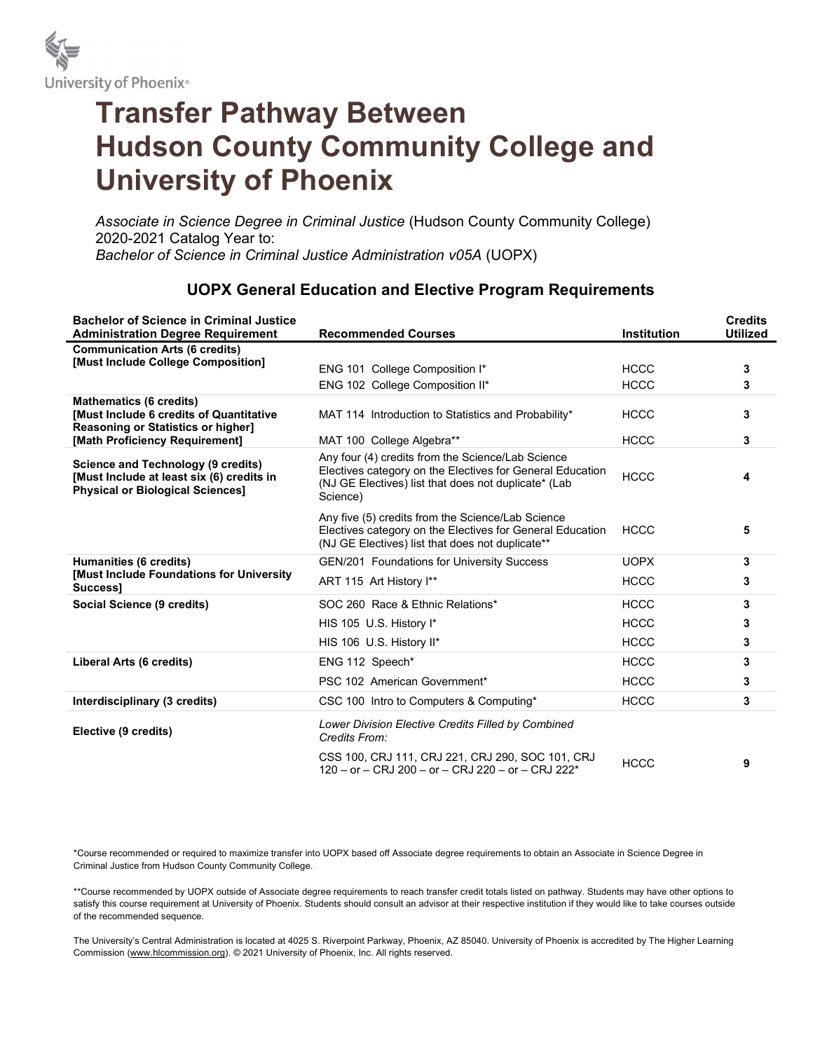University of Phoenix®

# Transfer Pathway Between Hudson County Community College and University of Phoenix

*Associate in Science Degree in Criminal Justice* (Hudson County Community College) 2020-2021 Catalog Year to:
*Bachelor of Science in Criminal Justice Administration v05A* (UOPX)

## UOPX General Education and Elective Program Requirements

| Bachelor of Science in Criminal Justice Administration Degree Requirement | Recommended Courses | Institution | Credits Utilized |
|---|---|---|---|
| **Communication Arts (6 credits) [Must Include College Composition]** | ENG 101 College Composition I* | HCCC | **3** |
| | ENG 102 College Composition II* | HCCC | **3** |
| **Mathematics (6 credits) [Must Include 6 credits of Quantitative Reasoning or Statistics or higher]** | MAT 114 Introduction to Statistics and Probability* | HCCC | **3** |
| **[Math Proficiency Requirement]** | MAT 100 College Algebra** | HCCC | **3** |
| **Science and Technology (9 credits) [Must Include at least six (6) credits in Physical or Biological Sciences]** | Any four (4) credits from the Science/Lab Science Electives category on the Electives for General Education (NJ GE Electives) list that does not duplicate* (Lab Science) | HCCC | **4** |
| | Any five (5) credits from the Science/Lab Science Electives category on the Electives for General Education (NJ GE Electives) list that does not duplicate** | HCCC | **5** |
| **Humanities (6 credits) [Must Include Foundations for University Success]** | GEN/201 Foundations for University Success | UOPX | **3** |
| | ART 115 Art History I** | HCCC | **3** |
| **Social Science (9 credits)** | SOC 260 Race & Ethnic Relations* | HCCC | **3** |
| | HIS 105 U.S. History I* | HCCC | **3** |
| | HIS 106 U.S. History II* | HCCC | **3** |
| **Liberal Arts (6 credits)** | ENG 112 Speech* | HCCC | **3** |
| | PSC 102 American Government* | HCCC | **3** |
| **Interdisciplinary (3 credits)** | CSC 100 Intro to Computers & Computing* | HCCC | **3** |
| **Elective (9 credits)** | *Lower Division Elective Credits Filled by Combined Credits From:* | | |
| | CSS 100, CRJ 111, CRJ 221, CRJ 290, SOC 101, CRJ 120 – or – CRJ 200 – or – CRJ 220 – or – CRJ 222* | HCCC | **9** |

*Course recommended or required to maximize transfer into UOPX based off Associate degree requirements to obtain an Associate in Science Degree in Criminal Justice from Hudson County Community College.

**Course recommended by UOPX outside of Associate degree requirements to reach transfer credit totals listed on pathway. Students may have other options to satisfy this course requirement at University of Phoenix. Students should consult an advisor at their respective institution if they would like to take courses outside of the recommended sequence.

The University's Central Administration is located at 4025 S. Riverpoint Parkway, Phoenix, AZ 85040. University of Phoenix is accredited by The Higher Learning Commission (www.hlcommission.org). © 2021 University of Phoenix, Inc. All rights reserved.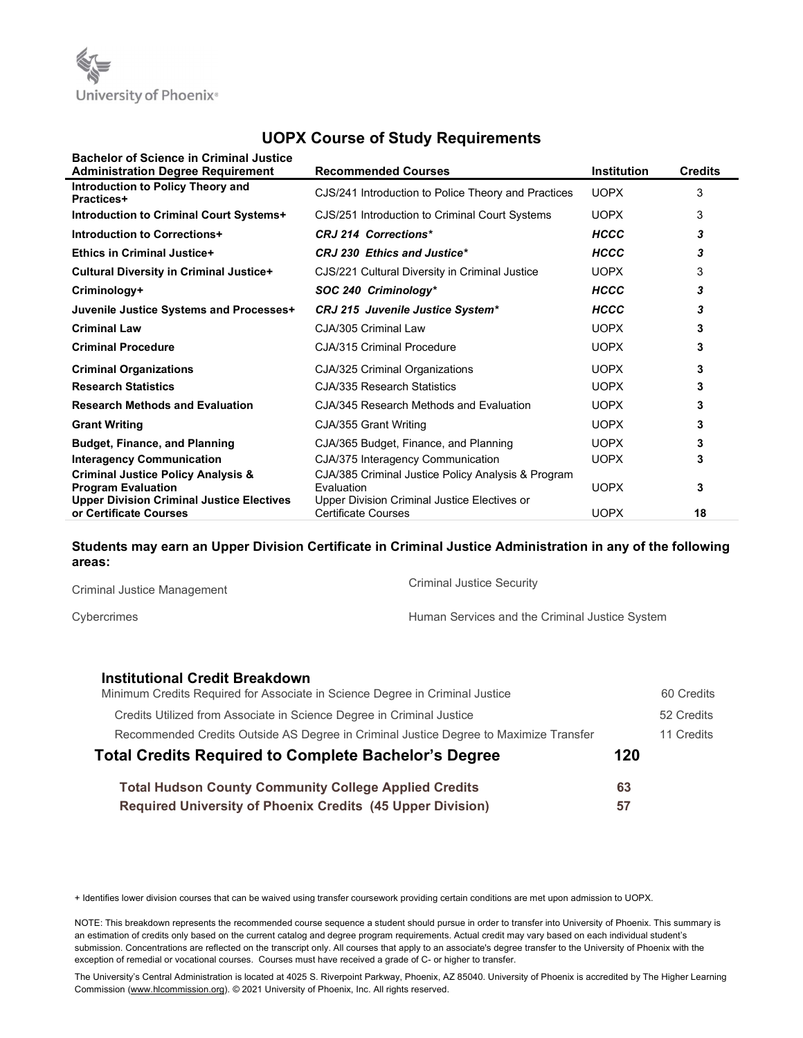University of Phoenix®

## UOPX Course of Study Requirements

| Bachelor of Science in Criminal Justice Administration Degree Requirement | Recommended Courses | Institution | Credits |
|---|---|---|---|
| **Introduction to Policy Theory and Practices+** | CJS/241 Introduction to Police Theory and Practices | UOPX | 3 |
| **Introduction to Criminal Court Systems+** | CJS/251 Introduction to Criminal Court Systems | UOPX | 3 |
| **Introduction to Corrections+** | ***CRJ 214 Corrections**** | ***HCCC*** | ***3*** |
| **Ethics in Criminal Justice+** | ***CRJ 230 Ethics and Justice**** | ***HCCC*** | ***3*** |
| **Cultural Diversity in Criminal Justice+** | CJS/221 Cultural Diversity in Criminal Justice | UOPX | 3 |
| **Criminology+** | ***SOC 240 Criminology**** | ***HCCC*** | ***3*** |
| **Juvenile Justice Systems and Processes+** | ***CRJ 215 Juvenile Justice System**** | ***HCCC*** | ***3*** |
| **Criminal Law** | CJA/305 Criminal Law | UOPX | **3** |
| **Criminal Procedure** | CJA/315 Criminal Procedure | UOPX | **3** |
| **Criminal Organizations** | CJA/325 Criminal Organizations | UOPX | **3** |
| **Research Statistics** | CJA/335 Research Statistics | UOPX | **3** |
| **Research Methods and Evaluation** | CJA/345 Research Methods and Evaluation | UOPX | **3** |
| **Grant Writing** | CJA/355 Grant Writing | UOPX | **3** |
| **Budget, Finance, and Planning** | CJA/365 Budget, Finance, and Planning | UOPX | **3** |
| **Interagency Communication** | CJA/375 Interagency Communication | UOPX | **3** |
| **Criminal Justice Policy Analysis & Program Evaluation** | CJA/385 Criminal Justice Policy Analysis & Program Evaluation | UOPX | **3** |
| **Upper Division Criminal Justice Electives or Certificate Courses** | Upper Division Criminal Justice Electives or Certificate Courses | UOPX | **18** |

**Students may earn an Upper Division Certificate in Criminal Justice Administration in any of the following areas:**

- Criminal Justice Management
- Criminal Justice Security
- Cybercrimes
- Human Services and the Criminal Justice System

### Institutional Credit Breakdown

| | |
|---|---|
| Minimum Credits Required for Associate in Science Degree in Criminal Justice | 60 Credits |
| Credits Utilized from Associate in Science Degree in Criminal Justice | 52 Credits |
| Recommended Credits Outside AS Degree in Criminal Justice Degree to Maximize Transfer | 11 Credits |
| **Total Credits Required to Complete Bachelor's Degree** | **120** |
| **Total Hudson County Community College Applied Credits** | **63** |
| **Required University of Phoenix Credits (45 Upper Division)** | **57** |

+ Identifies lower division courses that can be waived using transfer coursework providing certain conditions are met upon admission to UOPX.

NOTE: This breakdown represents the recommended course sequence a student should pursue in order to transfer into University of Phoenix. This summary is an estimation of credits only based on the current catalog and degree program requirements. Actual credit may vary based on each individual student's submission. Concentrations are reflected on the transcript only. All courses that apply to an associate's degree transfer to the University of Phoenix with the exception of remedial or vocational courses. Courses must have received a grade of C- or higher to transfer.

The University's Central Administration is located at 4025 S. Riverpoint Parkway, Phoenix, AZ 85040. University of Phoenix is accredited by The Higher Learning Commission (www.hlcommission.org). © 2021 University of Phoenix, Inc. All rights reserved.